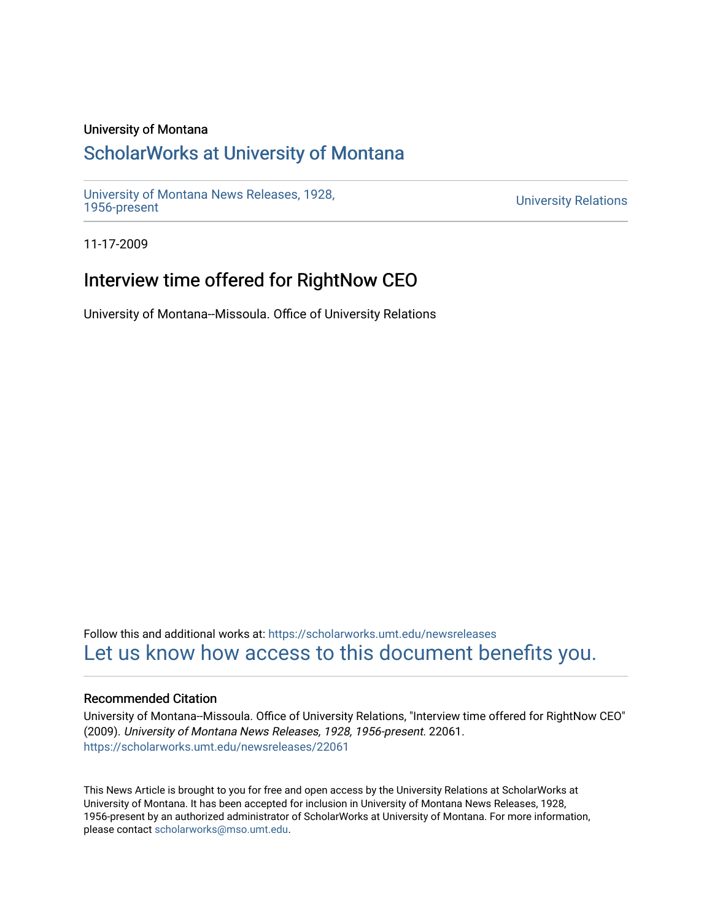University of Montana

# ScholarWorks at University of Montana

University of Montana News Releases, 1928, 1956-present

University Relations

11-17-2009

## Interview time offered for RightNow CEO

University of Montana--Missoula. Office of University Relations

Follow this and additional works at: https://scholarworks.umt.edu/newsreleases

Let us know how access to this document benefits you.

### Recommended Citation

University of Montana--Missoula. Office of University Relations, "Interview time offered for RightNow CEO" (2009). *University of Montana News Releases, 1928, 1956-present*. 22061.
https://scholarworks.umt.edu/newsreleases/22061

This News Article is brought to you for free and open access by the University Relations at ScholarWorks at University of Montana. It has been accepted for inclusion in University of Montana News Releases, 1928, 1956-present by an authorized administrator of ScholarWorks at University of Montana. For more information, please contact scholarworks@mso.umt.edu.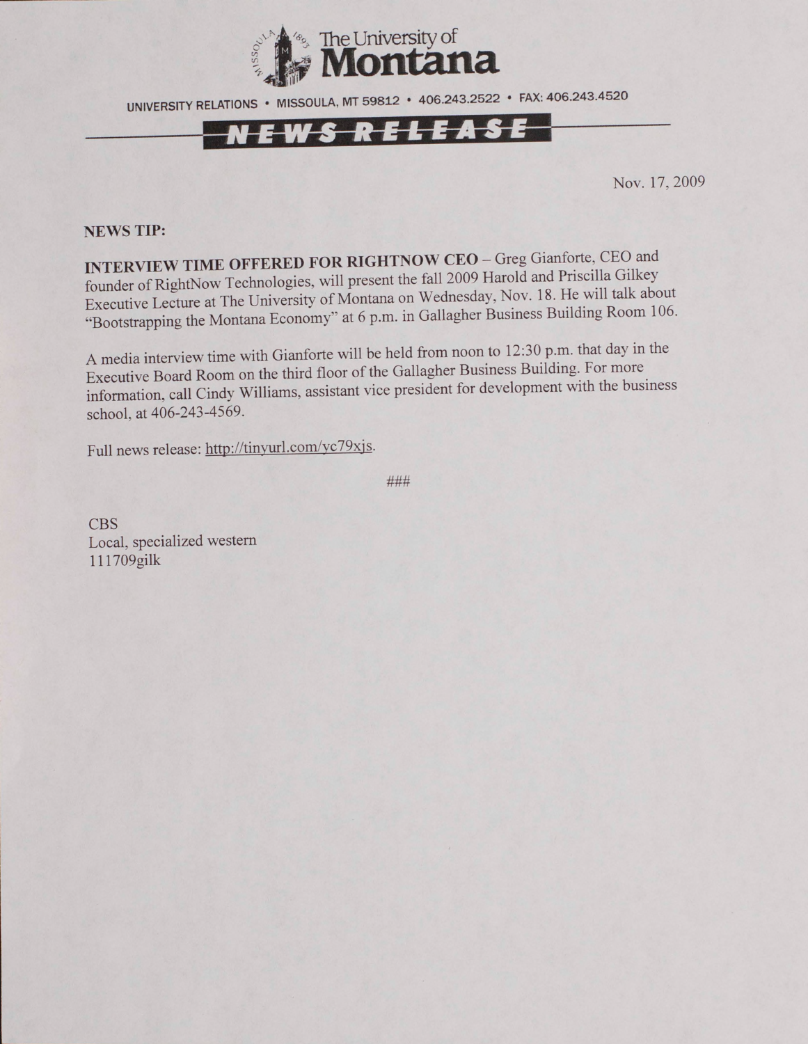The University of **Montana**

UNIVERSITY RELATIONS • MISSOULA, MT 59812 • 406.243.2522 • FAX: 406.243.4520

**NEWS RELEASE**

Nov. 17, 2009

**NEWS TIP:**

**INTERVIEW TIME OFFERED FOR RIGHTNOW CEO** – Greg Gianforte, CEO and founder of RightNow Technologies, will present the fall 2009 Harold and Priscilla Gilkey Executive Lecture at The University of Montana on Wednesday, Nov. 18. He will talk about "Bootstrapping the Montana Economy" at 6 p.m. in Gallagher Business Building Room 106.

A media interview time with Gianforte will be held from noon to 12:30 p.m. that day in the Executive Board Room on the third floor of the Gallagher Business Building. For more information, call Cindy Williams, assistant vice president for development with the business school, at 406-243-4569.

Full news release: http://tinyurl.com/yc79xjs.

###

CBS
Local, specialized western
111709gilk